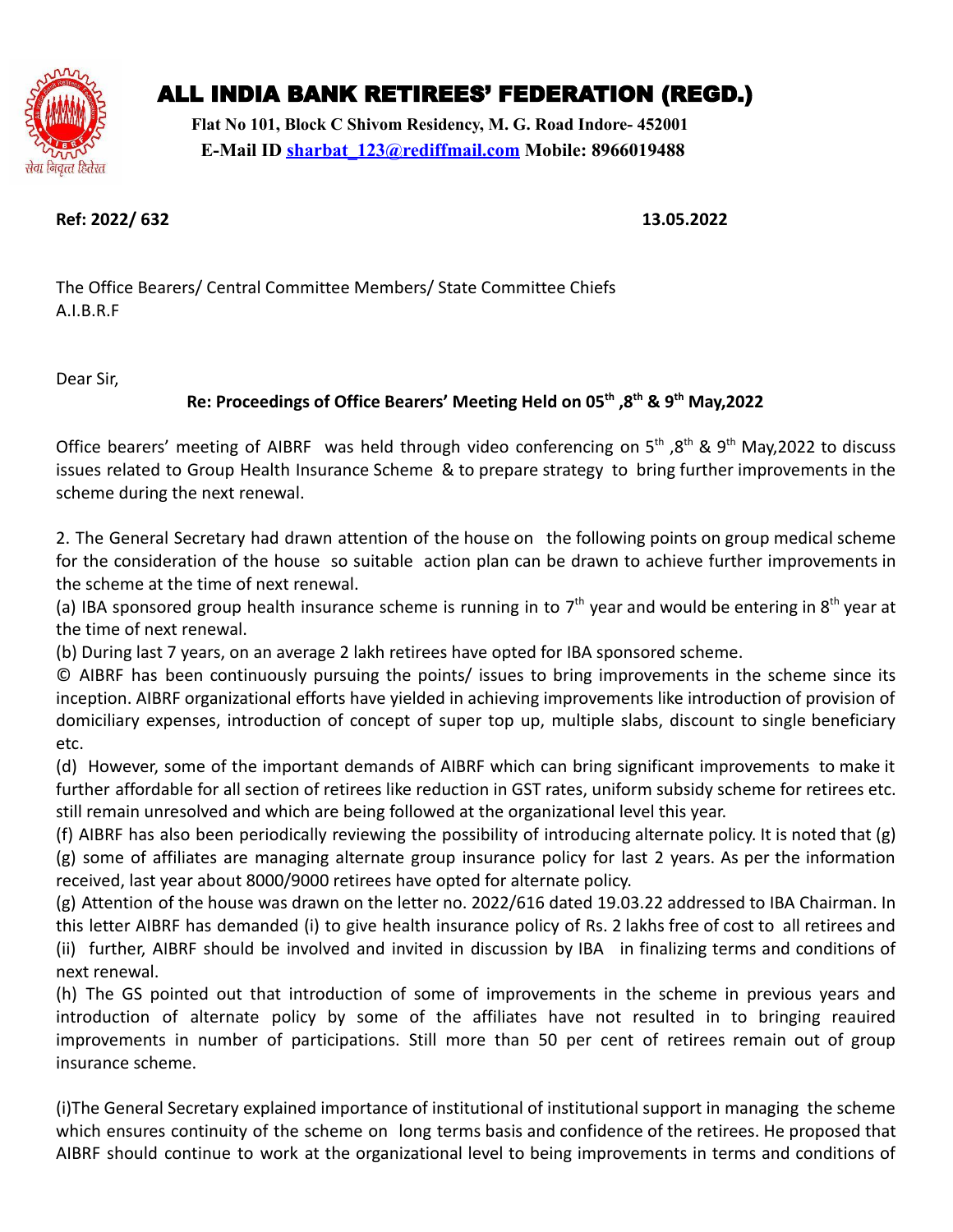# ALL INDIA BANK RETIREES' FEDERATION (REGD.)

**Flat No 101, Block C Shivom Residency, M. G. Road Indore- 452001**
**E-Mail ID sharbat_123@rediffmail.com Mobile: 8966019488**

**Ref: 2022/ 632** **13.05.2022**

The Office Bearers/ Central Committee Members/ State Committee Chiefs
A.I.B.R.F

Dear Sir,

**Re: Proceedings of Office Bearers' Meeting Held on 05th ,8th & 9th May,2022**

Office bearers' meeting of AIBRF was held through video conferencing on 5th ,8th & 9th May,2022 to discuss issues related to Group Health Insurance Scheme & to prepare strategy to bring further improvements in the scheme during the next renewal.

2. The General Secretary had drawn attention of the house on the following points on group medical scheme for the consideration of the house so suitable action plan can be drawn to achieve further improvements in the scheme at the time of next renewal.

(a) IBA sponsored group health insurance scheme is running in to 7th year and would be entering in 8th year at the time of next renewal.

(b) During last 7 years, on an average 2 lakh retirees have opted for IBA sponsored scheme.

© AIBRF has been continuously pursuing the points/ issues to bring improvements in the scheme since its inception. AIBRF organizational efforts have yielded in achieving improvements like introduction of provision of domiciliary expenses, introduction of concept of super top up, multiple slabs, discount to single beneficiary etc.

(d) However, some of the important demands of AIBRF which can bring significant improvements to make it further affordable for all section of retirees like reduction in GST rates, uniform subsidy scheme for retirees etc. still remain unresolved and which are being followed at the organizational level this year.

(f) AIBRF has also been periodically reviewing the possibility of introducing alternate policy. It is noted that (g) (g) some of affiliates are managing alternate group insurance policy for last 2 years. As per the information received, last year about 8000/9000 retirees have opted for alternate policy.

(g) Attention of the house was drawn on the letter no. 2022/616 dated 19.03.22 addressed to IBA Chairman. In this letter AIBRF has demanded (i) to give health insurance policy of Rs. 2 lakhs free of cost to all retirees and (ii) further, AIBRF should be involved and invited in discussion by IBA in finalizing terms and conditions of next renewal.

(h) The GS pointed out that introduction of some of improvements in the scheme in previous years and introduction of alternate policy by some of the affiliates have not resulted in to bringing reauired improvements in number of participations. Still more than 50 per cent of retirees remain out of group insurance scheme.

(i)The General Secretary explained importance of institutional of institutional support in managing the scheme which ensures continuity of the scheme on long terms basis and confidence of the retirees. He proposed that AIBRF should continue to work at the organizational level to being improvements in terms and conditions of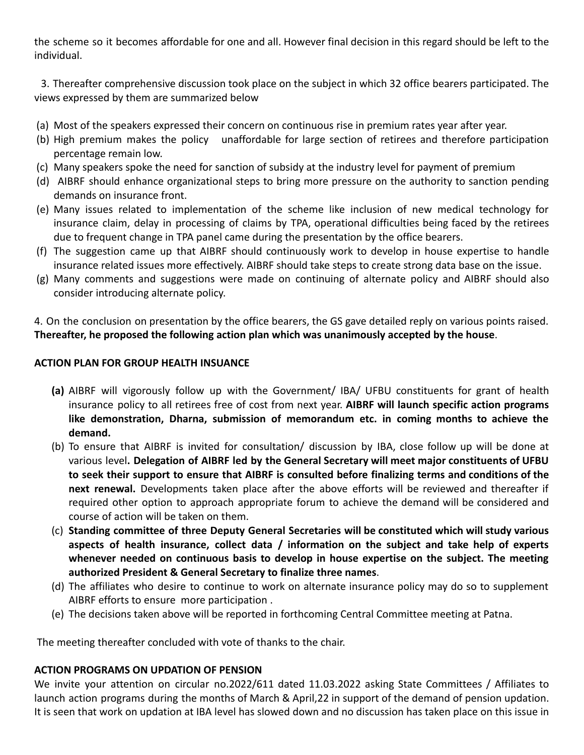the scheme so it becomes affordable for one and all. However final decision in this regard should be left to the individual.

3. Thereafter comprehensive discussion took place on the subject in which 32 office bearers participated. The views expressed by them are summarized below

(a) Most of the speakers expressed their concern on continuous rise in premium rates year after year.
(b) High premium makes the policy unaffordable for large section of retirees and therefore participation percentage remain low.
(c) Many speakers spoke the need for sanction of subsidy at the industry level for payment of premium
(d) AIBRF should enhance organizational steps to bring more pressure on the authority to sanction pending demands on insurance front.
(e) Many issues related to implementation of the scheme like inclusion of new medical technology for insurance claim, delay in processing of claims by TPA, operational difficulties being faced by the retirees due to frequent change in TPA panel came during the presentation by the office bearers.
(f) The suggestion came up that AIBRF should continuously work to develop in house expertise to handle insurance related issues more effectively. AIBRF should take steps to create strong data base on the issue.
(g) Many comments and suggestions were made on continuing of alternate policy and AIBRF should also consider introducing alternate policy.

4. On the conclusion on presentation by the office bearers, the GS gave detailed reply on various points raised. **Thereafter, he proposed the following action plan which was unanimously accepted by the house**.

**ACTION PLAN FOR GROUP HEALTH INSUANCE**

**(a)** AIBRF will vigorously follow up with the Government/ IBA/ UFBU constituents for grant of health insurance policy to all retirees free of cost from next year. **AIBRF will launch specific action programs like demonstration, Dharna, submission of memorandum etc. in coming months to achieve the demand.**

(b) To ensure that AIBRF is invited for consultation/ discussion by IBA, close follow up will be done at various level**. Delegation of AIBRF led by the General Secretary will meet major constituents of UFBU to seek their support to ensure that AIBRF is consulted before finalizing terms and conditions of the next renewal.** Developments taken place after the above efforts will be reviewed and thereafter if required other option to approach appropriate forum to achieve the demand will be considered and course of action will be taken on them.

(c) **Standing committee of three Deputy General Secretaries will be constituted which will study various aspects of health insurance, collect data / information on the subject and take help of experts whenever needed on continuous basis to develop in house expertise on the subject. The meeting authorized President & General Secretary to finalize three names**.

(d) The affiliates who desire to continue to work on alternate insurance policy may do so to supplement AIBRF efforts to ensure more participation .

(e) The decisions taken above will be reported in forthcoming Central Committee meeting at Patna.

The meeting thereafter concluded with vote of thanks to the chair.

**ACTION PROGRAMS ON UPDATION OF PENSION**

We invite your attention on circular no.2022/611 dated 11.03.2022 asking State Committees / Affiliates to launch action programs during the months of March & April,22 in support of the demand of pension updation. It is seen that work on updation at IBA level has slowed down and no discussion has taken place on this issue in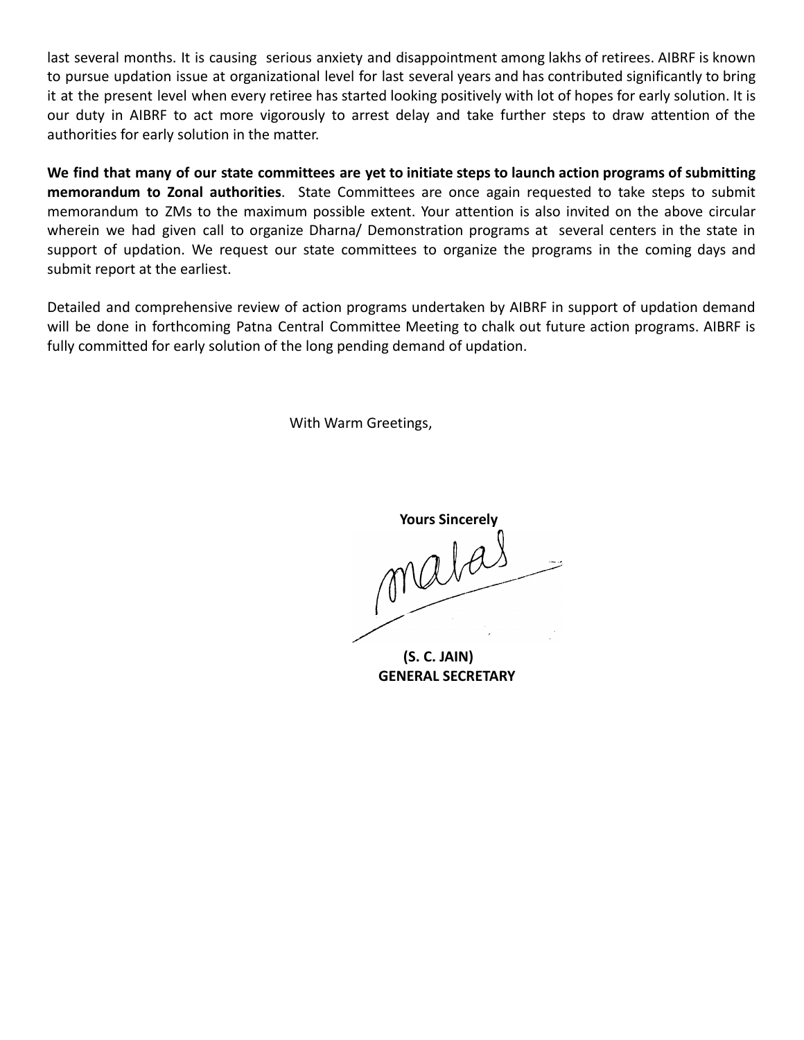last several months. It is causing serious anxiety and disappointment among lakhs of retirees. AIBRF is known to pursue updation issue at organizational level for last several years and has contributed significantly to bring it at the present level when every retiree has started looking positively with lot of hopes for early solution. It is our duty in AIBRF to act more vigorously to arrest delay and take further steps to draw attention of the authorities for early solution in the matter.

**We find that many of our state committees are yet to initiate steps to launch action programs of submitting memorandum to Zonal authorities**. State Committees are once again requested to take steps to submit memorandum to ZMs to the maximum possible extent. Your attention is also invited on the above circular wherein we had given call to organize Dharna/ Demonstration programs at several centers in the state in support of updation. We request our state committees to organize the programs in the coming days and submit report at the earliest.

Detailed and comprehensive review of action programs undertaken by AIBRF in support of updation demand will be done in forthcoming Patna Central Committee Meeting to chalk out future action programs. AIBRF is fully committed for early solution of the long pending demand of updation.

With Warm Greetings,

**Yours Sincerely**

**(S. C. JAIN)**
**GENERAL SECRETARY**